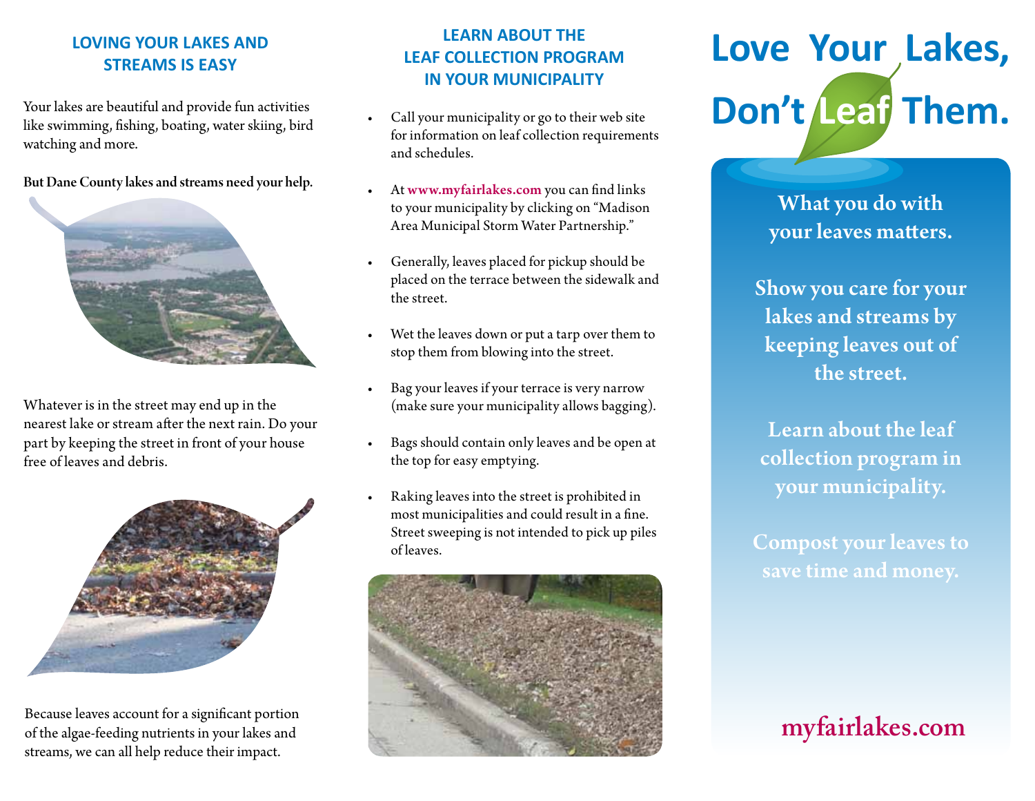## LOVING YOUR LAKES AND STREAMS IS EASY

Your lakes are beautiful and provide fun activities like swimming, fishing, boating, water skiing, bird watching and more.

But Dane County lakes and streams need your help.

Whatever is in the street may end up in the nearest lake or stream after the next rain. Do your part by keeping the street in front of your house free of leaves and debris.

Because leaves account for a significant portion of the algae-feeding nutrients in your lakes and streams, we can all help reduce their impact.

## LEARN ABOUT THE LEAF COLLECTION PROGRAM IN YOUR MUNICIPALITY

- Call your municipality or go to their web site for information on leaf collection requirements and schedules.
- At **www.myfairlakes.com** you can find links to your municipality by clicking on "Madison Area Municipal Storm Water Partnership."
- Generally, leaves placed for pickup should be placed on the terrace between the sidewalk and the street.
- Wet the leaves down or put a tarp over them to stop them from blowing into the street.
- Bag your leaves if your terrace is very narrow (make sure your municipality allows bagging).
- Bags should contain only leaves and be open at the top for easy emptying.
- Raking leaves into the street is prohibited in most municipalities and could result in a fine. Street sweeping is not intended to pick up piles of leaves.

# Love Your Lakes, Don't Leaf Them.

**What you do with your leaves matters.**

**Show you care for your lakes and streams by keeping leaves out of the street.**

**Learn about the leaf collection program in your municipality.**

**Compost your leaves to save time and money.**

**myfairlakes.com**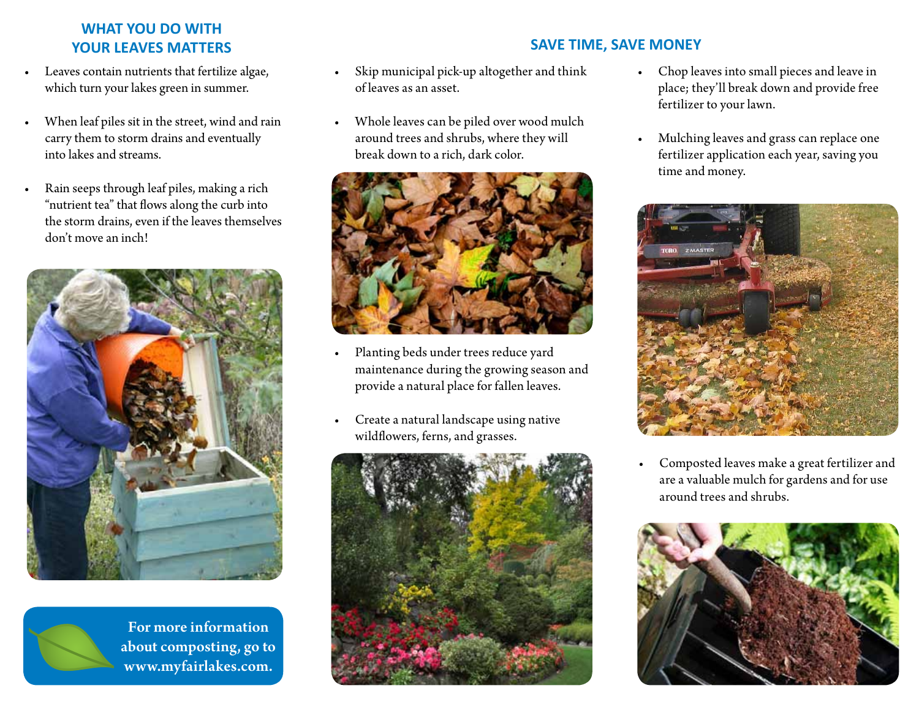## WHAT YOU DO WITH YOUR LEAVES MATTERS

- Leaves contain nutrients that fertilize algae, which turn your lakes green in summer.
- When leaf piles sit in the street, wind and rain carry them to storm drains and eventually into lakes and streams.
- Rain seeps through leaf piles, making a rich "nutrient tea" that flows along the curb into the storm drains, even if the leaves themselves don't move an inch!

**For more information about composting, go to www.myfairlakes.com.**

## SAVE TIME, SAVE MONEY

- Skip municipal pick-up altogether and think of leaves as an asset.
- Whole leaves can be piled over wood mulch around trees and shrubs, where they will break down to a rich, dark color.
- Planting beds under trees reduce yard maintenance during the growing season and provide a natural place for fallen leaves.
- Create a natural landscape using native wildflowers, ferns, and grasses.
- Chop leaves into small pieces and leave in place; they'll break down and provide free fertilizer to your lawn.
- Mulching leaves and grass can replace one fertilizer application each year, saving you time and money.
- Composted leaves make a great fertilizer and are a valuable mulch for gardens and for use around trees and shrubs.